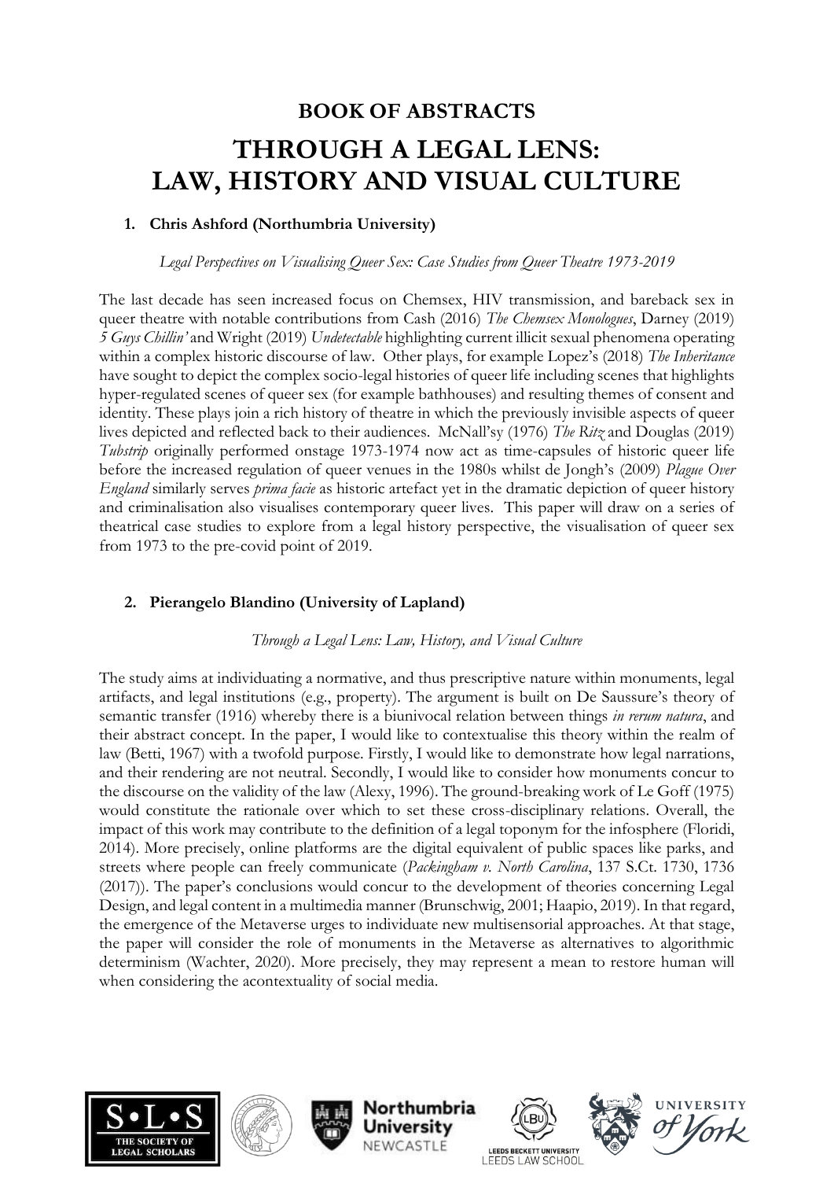**BOOK OF ABSTRACTS**

# THROUGH A LEGAL LENS: LAW, HISTORY AND VISUAL CULTURE

## 1. Chris Ashford (Northumbria University)

*Legal Perspectives on Visualising Queer Sex: Case Studies from Queer Theatre 1973-2019*

The last decade has seen increased focus on Chemsex, HIV transmission, and bareback sex in queer theatre with notable contributions from Cash (2016) *The Chemsex Monologues*, Darney (2019) *5 Guys Chillin'* and Wright (2019) *Undetectable* highlighting current illicit sexual phenomena operating within a complex historic discourse of law. Other plays, for example Lopez's (2018) *The Inheritance* have sought to depict the complex socio-legal histories of queer life including scenes that highlights hyper-regulated scenes of queer sex (for example bathhouses) and resulting themes of consent and identity. These plays join a rich history of theatre in which the previously invisible aspects of queer lives depicted and reflected back to their audiences. McNall'sy (1976) *The Ritz* and Douglas (2019) *Tubstrip* originally performed onstage 1973-1974 now act as time-capsules of historic queer life before the increased regulation of queer venues in the 1980s whilst de Jongh's (2009) *Plague Over England* similarly serves *prima facie* as historic artefact yet in the dramatic depiction of queer history and criminalisation also visualises contemporary queer lives. This paper will draw on a series of theatrical case studies to explore from a legal history perspective, the visualisation of queer sex from 1973 to the pre-covid point of 2019.

## 2. Pierangelo Blandino (University of Lapland)

*Through a Legal Lens: Law, History, and Visual Culture*

The study aims at individuating a normative, and thus prescriptive nature within monuments, legal artifacts, and legal institutions (e.g., property). The argument is built on De Saussure's theory of semantic transfer (1916) whereby there is a biunivocal relation between things *in rerum natura*, and their abstract concept. In the paper, I would like to contextualise this theory within the realm of law (Betti, 1967) with a twofold purpose. Firstly, I would like to demonstrate how legal narrations, and their rendering are not neutral. Secondly, I would like to consider how monuments concur to the discourse on the validity of the law (Alexy, 1996). The ground-breaking work of Le Goff (1975) would constitute the rationale over which to set these cross-disciplinary relations. Overall, the impact of this work may contribute to the definition of a legal toponym for the infosphere (Floridi, 2014). More precisely, online platforms are the digital equivalent of public spaces like parks, and streets where people can freely communicate (*Packingham v. North Carolina*, 137 S.Ct. 1730, 1736 (2017)). The paper's conclusions would concur to the development of theories concerning Legal Design, and legal content in a multimedia manner (Brunschwig, 2001; Haapio, 2019). In that regard, the emergence of the Metaverse urges to individuate new multisensorial approaches. At that stage, the paper will consider the role of monuments in the Metaverse as alternatives to algorithmic determinism (Wachter, 2020). More precisely, they may represent a mean to restore human will when considering the acontextuality of social media.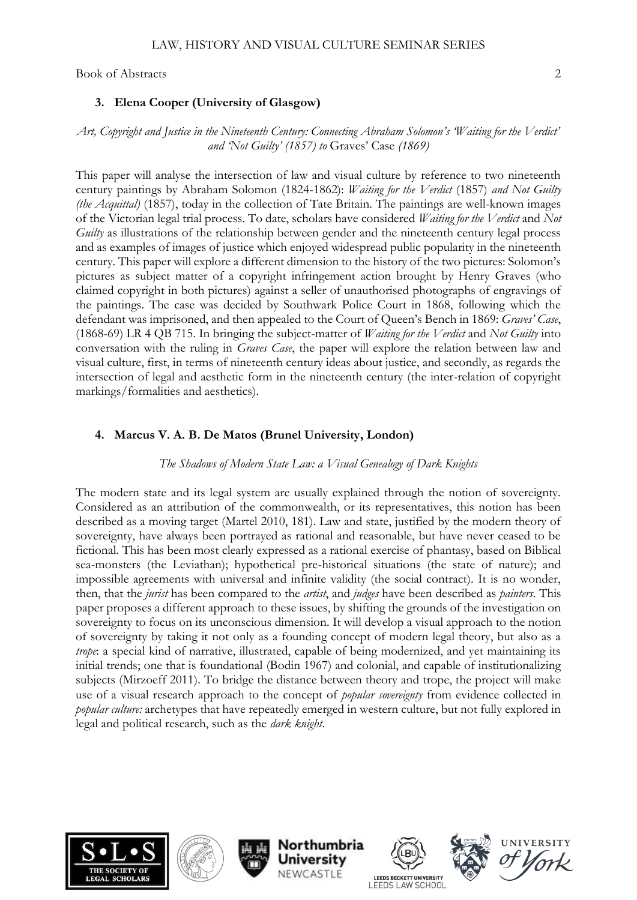### 3. Elena Cooper (University of Glasgow)

*Art, Copyright and Justice in the Nineteenth Century: Connecting Abraham Solomon's 'Waiting for the Verdict' and 'Not Guilty' (1857) to* Graves' Case *(1869)*

This paper will analyse the intersection of law and visual culture by reference to two nineteenth century paintings by Abraham Solomon (1824-1862): *Waiting for the Verdict* (1857) *and Not Guilty (the Acquittal)* (1857), today in the collection of Tate Britain. The paintings are well-known images of the Victorian legal trial process. To date, scholars have considered *Waiting for the Verdict* and *Not Guilty* as illustrations of the relationship between gender and the nineteenth century legal process and as examples of images of justice which enjoyed widespread public popularity in the nineteenth century. This paper will explore a different dimension to the history of the two pictures: Solomon's pictures as subject matter of a copyright infringement action brought by Henry Graves (who claimed copyright in both pictures) against a seller of unauthorised photographs of engravings of the paintings. The case was decided by Southwark Police Court in 1868, following which the defendant was imprisoned, and then appealed to the Court of Queen's Bench in 1869: *Graves' Case*, (1868-69) LR 4 QB 715. In bringing the subject-matter of *Waiting for the Verdict* and *Not Guilty* into conversation with the ruling in *Graves Case*, the paper will explore the relation between law and visual culture, first, in terms of nineteenth century ideas about justice, and secondly, as regards the intersection of legal and aesthetic form in the nineteenth century (the inter-relation of copyright markings/formalities and aesthetics).

### 4. Marcus V. A. B. De Matos (Brunel University, London)

*The Shadows of Modern State Law: a Visual Genealogy of Dark Knights*

The modern state and its legal system are usually explained through the notion of sovereignty. Considered as an attribution of the commonwealth, or its representatives, this notion has been described as a moving target (Martel 2010, 181). Law and state, justified by the modern theory of sovereignty, have always been portrayed as rational and reasonable, but have never ceased to be fictional. This has been most clearly expressed as a rational exercise of phantasy, based on Biblical sea-monsters (the Leviathan); hypothetical pre-historical situations (the state of nature); and impossible agreements with universal and infinite validity (the social contract). It is no wonder, then, that the *jurist* has been compared to the *artist*, and *judges* have been described as *painters*. This paper proposes a different approach to these issues, by shifting the grounds of the investigation on sovereignty to focus on its unconscious dimension. It will develop a visual approach to the notion of sovereignty by taking it not only as a founding concept of modern legal theory, but also as a *trope*: a special kind of narrative, illustrated, capable of being modernized, and yet maintaining its initial trends; one that is foundational (Bodin 1967) and colonial, and capable of institutionalizing subjects (Mirzoeff 2011). To bridge the distance between theory and trope, the project will make use of a visual research approach to the concept of *popular sovereignty* from evidence collected in *popular culture:* archetypes that have repeatedly emerged in western culture, but not fully explored in legal and political research, such as the *dark knight*.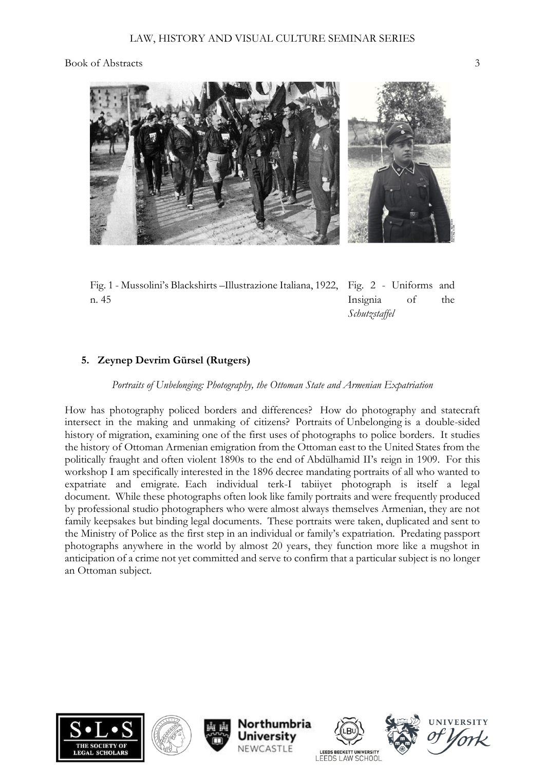Fig. 1 - Mussolini's Blackshirts –Illustrazione Italiana, 1922, n. 45

Fig. 2 - Uniforms and Insignia of the *Schutzstaffel*

## 5. Zeynep Devrim Gürsel (Rutgers)

*Portraits of Unbelonging: Photography, the Ottoman State and Armenian Expatriation*

How has photography policed borders and differences? How do photography and statecraft intersect in the making and unmaking of citizens? Portraits of Unbelonging is a double-sided history of migration, examining one of the first uses of photographs to police borders. It studies the history of Ottoman Armenian emigration from the Ottoman east to the United States from the politically fraught and often violent 1890s to the end of Abdülhamid II's reign in 1909. For this workshop I am specifically interested in the 1896 decree mandating portraits of all who wanted to expatriate and emigrate. Each individual terk-I tabiiyet photograph is itself a legal document. While these photographs often look like family portraits and were frequently produced by professional studio photographers who were almost always themselves Armenian, they are not family keepsakes but binding legal documents. These portraits were taken, duplicated and sent to the Ministry of Police as the first step in an individual or family's expatriation. Predating passport photographs anywhere in the world by almost 20 years, they function more like a mugshot in anticipation of a crime not yet committed and serve to confirm that a particular subject is no longer an Ottoman subject.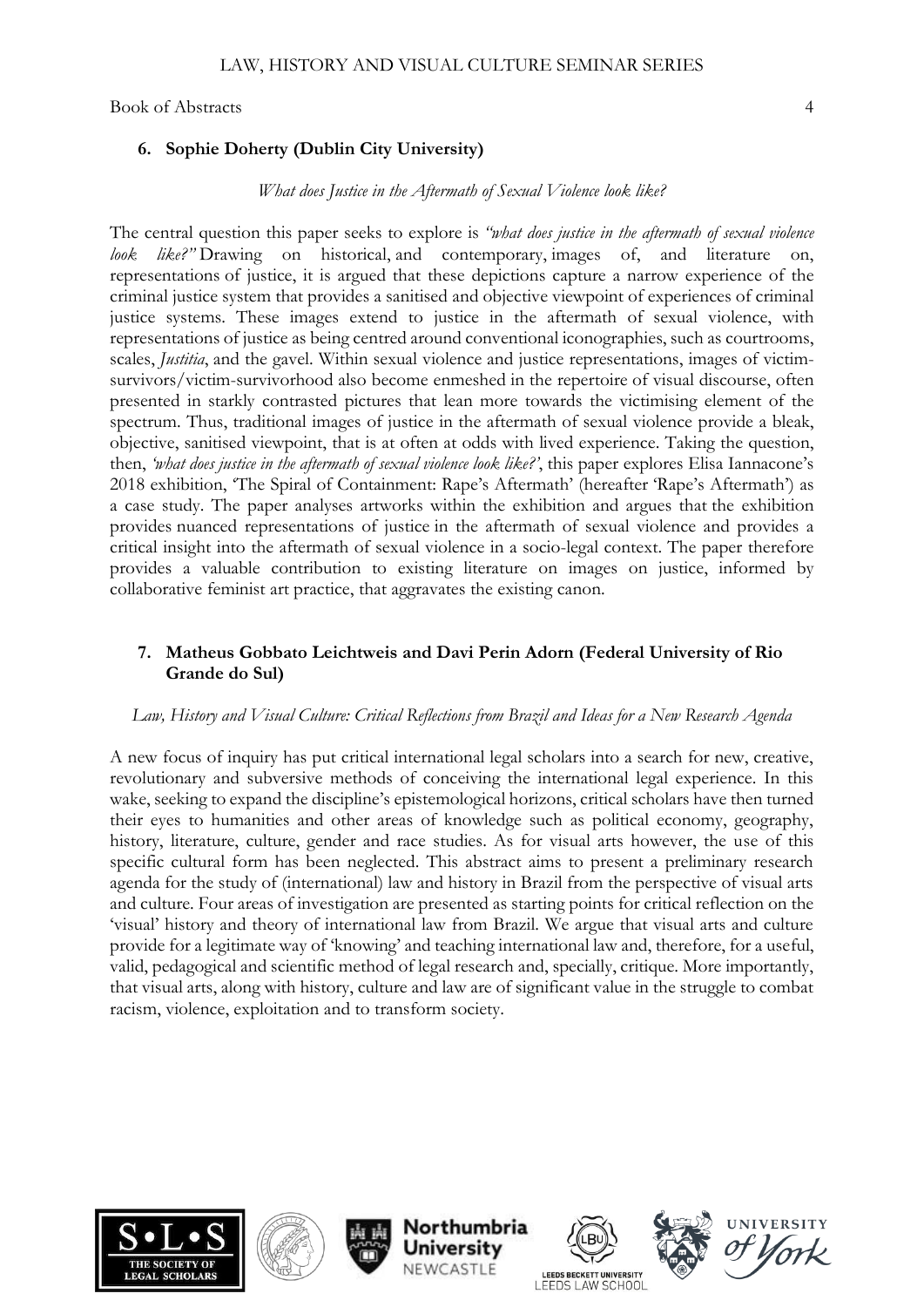### 6. Sophie Doherty (Dublin City University)

*What does Justice in the Aftermath of Sexual Violence look like?*

The central question this paper seeks to explore is *"what does justice in the aftermath of sexual violence look like?"* Drawing on historical, and contemporary, images of, and literature on, representations of justice, it is argued that these depictions capture a narrow experience of the criminal justice system that provides a sanitised and objective viewpoint of experiences of criminal justice systems. These images extend to justice in the aftermath of sexual violence, with representations of justice as being centred around conventional iconographies, such as courtrooms, scales, *Justitia*, and the gavel. Within sexual violence and justice representations, images of victim-survivors/victim-survivorhood also become enmeshed in the repertoire of visual discourse, often presented in starkly contrasted pictures that lean more towards the victimising element of the spectrum. Thus, traditional images of justice in the aftermath of sexual violence provide a bleak, objective, sanitised viewpoint, that is at often at odds with lived experience. Taking the question, then, *'what does justice in the aftermath of sexual violence look like?'*, this paper explores Elisa Iannacone's 2018 exhibition, 'The Spiral of Containment: Rape's Aftermath' (hereafter 'Rape's Aftermath') as a case study. The paper analyses artworks within the exhibition and argues that the exhibition provides nuanced representations of justice in the aftermath of sexual violence and provides a critical insight into the aftermath of sexual violence in a socio-legal context. The paper therefore provides a valuable contribution to existing literature on images on justice, informed by collaborative feminist art practice, that aggravates the existing canon.

### 7. Matheus Gobbato Leichtweis and Davi Perin Adorn (Federal University of Rio Grande do Sul)

*Law, History and Visual Culture: Critical Reflections from Brazil and Ideas for a New Research Agenda*

A new focus of inquiry has put critical international legal scholars into a search for new, creative, revolutionary and subversive methods of conceiving the international legal experience. In this wake, seeking to expand the discipline's epistemological horizons, critical scholars have then turned their eyes to humanities and other areas of knowledge such as political economy, geography, history, literature, culture, gender and race studies. As for visual arts however, the use of this specific cultural form has been neglected. This abstract aims to present a preliminary research agenda for the study of (international) law and history in Brazil from the perspective of visual arts and culture. Four areas of investigation are presented as starting points for critical reflection on the 'visual' history and theory of international law from Brazil. We argue that visual arts and culture provide for a legitimate way of 'knowing' and teaching international law and, therefore, for a useful, valid, pedagogical and scientific method of legal research and, specially, critique. More importantly, that visual arts, along with history, culture and law are of significant value in the struggle to combat racism, violence, exploitation and to transform society.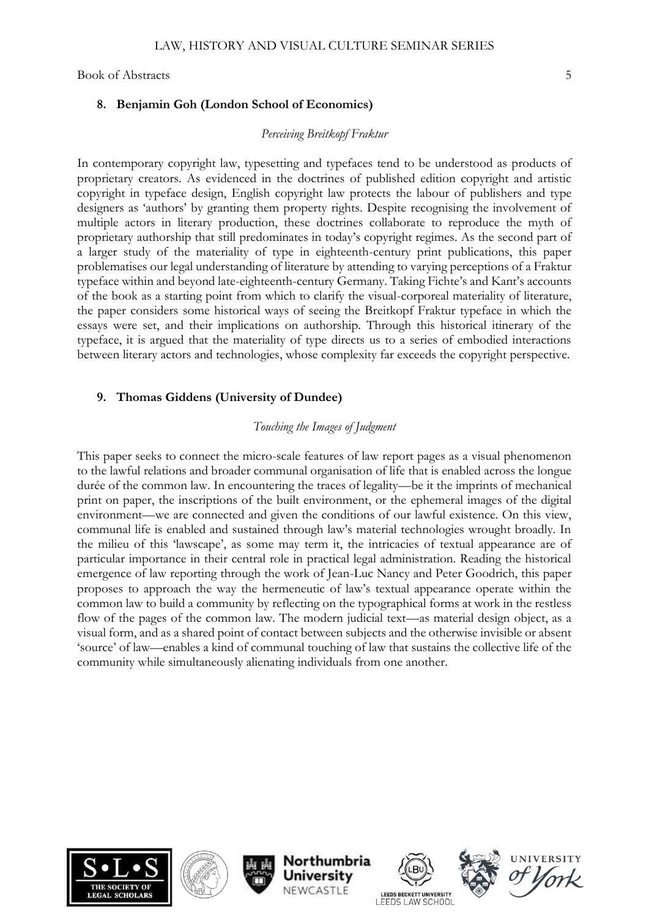## 8. Benjamin Goh (London School of Economics)

*Perceiving Breitkopf Fraktur*

In contemporary copyright law, typesetting and typefaces tend to be understood as products of proprietary creators. As evidenced in the doctrines of published edition copyright and artistic copyright in typeface design, English copyright law protects the labour of publishers and type designers as 'authors' by granting them property rights. Despite recognising the involvement of multiple actors in literary production, these doctrines collaborate to reproduce the myth of proprietary authorship that still predominates in today's copyright regimes. As the second part of a larger study of the materiality of type in eighteenth-century print publications, this paper problematises our legal understanding of literature by attending to varying perceptions of a Fraktur typeface within and beyond late-eighteenth-century Germany. Taking Fichte's and Kant's accounts of the book as a starting point from which to clarify the visual-corporeal materiality of literature, the paper considers some historical ways of seeing the Breitkopf Fraktur typeface in which the essays were set, and their implications on authorship. Through this historical itinerary of the typeface, it is argued that the materiality of type directs us to a series of embodied interactions between literary actors and technologies, whose complexity far exceeds the copyright perspective.

## 9. Thomas Giddens (University of Dundee)

*Touching the Images of Judgment*

This paper seeks to connect the micro-scale features of law report pages as a visual phenomenon to the lawful relations and broader communal organisation of life that is enabled across the longue durée of the common law. In encountering the traces of legality—be it the imprints of mechanical print on paper, the inscriptions of the built environment, or the ephemeral images of the digital environment—we are connected and given the conditions of our lawful existence. On this view, communal life is enabled and sustained through law's material technologies wrought broadly. In the milieu of this 'lawscape', as some may term it, the intricacies of textual appearance are of particular importance in their central role in practical legal administration. Reading the historical emergence of law reporting through the work of Jean-Luc Nancy and Peter Goodrich, this paper proposes to approach the way the hermeneutic of law's textual appearance operate within the common law to build a community by reflecting on the typographical forms at work in the restless flow of the pages of the common law. The modern judicial text—as material design object, as a visual form, and as a shared point of contact between subjects and the otherwise invisible or absent 'source' of law—enables a kind of communal touching of law that sustains the collective life of the community while simultaneously alienating individuals from one another.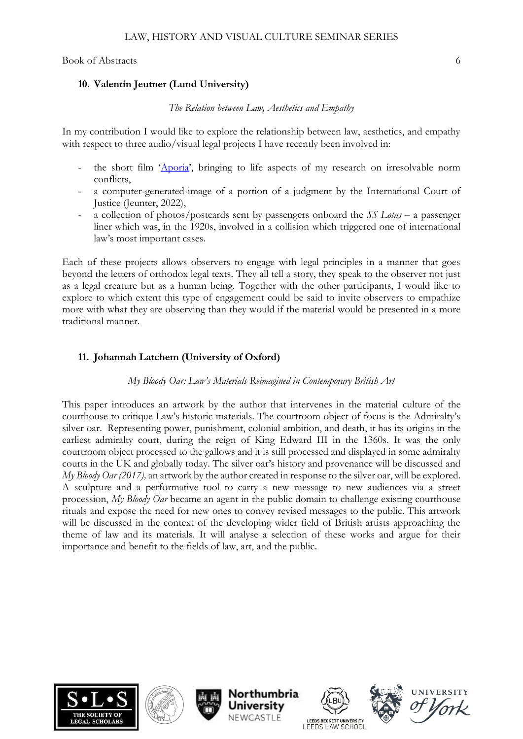## 10. Valentin Jeutner (Lund University)

*The Relation between Law, Aesthetics and Empathy*

In my contribution I would like to explore the relationship between law, aesthetics, and empathy with respect to three audio/visual legal projects I have recently been involved in:

- the short film '[Aporia](#)', bringing to life aspects of my research on irresolvable norm conflicts,
- a computer-generated-image of a portion of a judgment by the International Court of Justice (Jeunter, 2022),
- a collection of photos/postcards sent by passengers onboard the *SS Lotus* – a passenger liner which was, in the 1920s, involved in a collision which triggered one of international law's most important cases.

Each of these projects allows observers to engage with legal principles in a manner that goes beyond the letters of orthodox legal texts. They all tell a story, they speak to the observer not just as a legal creature but as a human being. Together with the other participants, I would like to explore to which extent this type of engagement could be said to invite observers to empathize more with what they are observing than they would if the material would be presented in a more traditional manner.

## 11. Johannah Latchem (University of Oxford)

*My Bloody Oar: Law's Materials Reimagined in Contemporary British Art*

This paper introduces an artwork by the author that intervenes in the material culture of the courthouse to critique Law's historic materials. The courtroom object of focus is the Admiralty's silver oar. Representing power, punishment, colonial ambition, and death, it has its origins in the earliest admiralty court, during the reign of King Edward III in the 1360s. It was the only courtroom object processed to the gallows and it is still processed and displayed in some admiralty courts in the UK and globally today. The silver oar's history and provenance will be discussed and *My Bloody Oar (2017),* an artwork by the author created in response to the silver oar, will be explored. A sculpture and a performative tool to carry a new message to new audiences via a street procession, *My Bloody Oar* became an agent in the public domain to challenge existing courthouse rituals and expose the need for new ones to convey revised messages to the public. This artwork will be discussed in the context of the developing wider field of British artists approaching the theme of law and its materials. It will analyse a selection of these works and argue for their importance and benefit to the fields of law, art, and the public.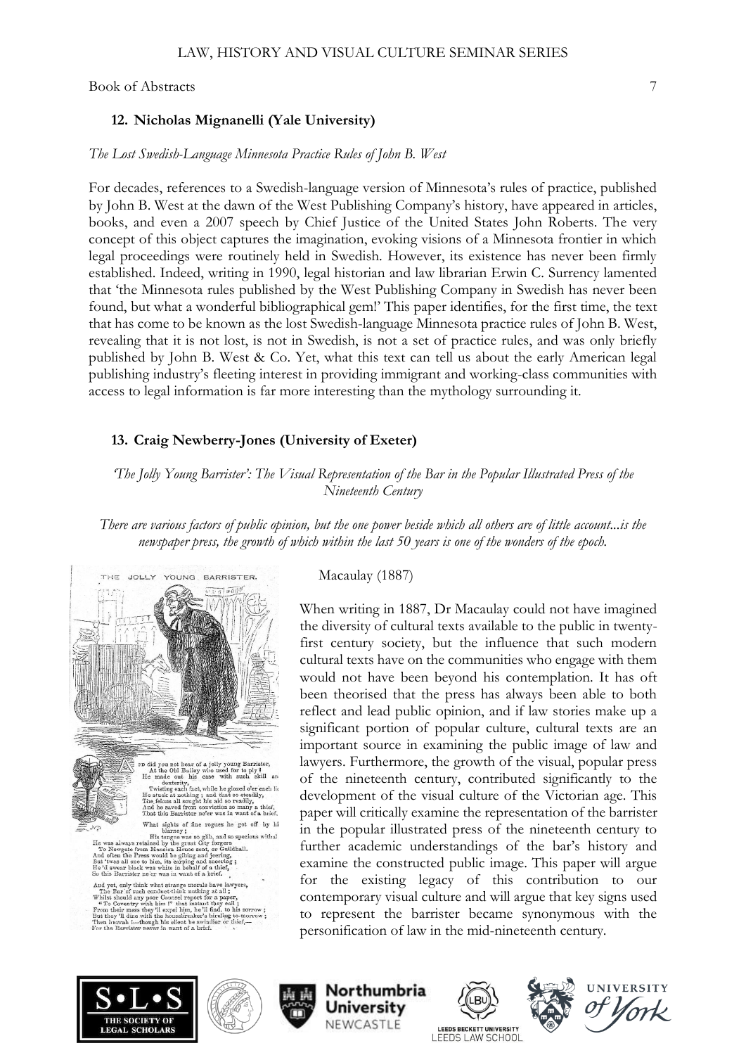## 12. Nicholas Mignanelli (Yale University)

*The Lost Swedish-Language Minnesota Practice Rules of John B. West*

For decades, references to a Swedish-language version of Minnesota's rules of practice, published by John B. West at the dawn of the West Publishing Company's history, have appeared in articles, books, and even a 2007 speech by Chief Justice of the United States John Roberts. The very concept of this object captures the imagination, evoking visions of a Minnesota frontier in which legal proceedings were routinely held in Swedish. However, its existence has never been firmly established. Indeed, writing in 1990, legal historian and law librarian Erwin C. Surrency lamented that 'the Minnesota rules published by the West Publishing Company in Swedish has never been found, but what a wonderful bibliographical gem!' This paper identifies, for the first time, the text that has come to be known as the lost Swedish-language Minnesota practice rules of John B. West, revealing that it is not lost, is not in Swedish, is not a set of practice rules, and was only briefly published by John B. West & Co. Yet, what this text can tell us about the early American legal publishing industry's fleeting interest in providing immigrant and working-class communities with access to legal information is far more interesting than the mythology surrounding it.

## 13. Craig Newberry-Jones (University of Exeter)

*'The Jolly Young Barrister': The Visual Representation of the Bar in the Popular Illustrated Press of the Nineteenth Century*

*There are various factors of public opinion, but the one power beside which all others are of little account...is the newspaper press, the growth of which within the last 50 years is one of the wonders of the epoch.*

Macaulay (1887)

When writing in 1887, Dr Macaulay could not have imagined the diversity of cultural texts available to the public in twenty-first century society, but the influence that such modern cultural texts have on the communities who engage with them would not have been beyond his contemplation. It has oft been theorised that the press has always been able to both reflect and lead public opinion, and if law stories make up a significant portion of popular culture, cultural texts are an important source in examining the public image of law and lawyers. Furthermore, the growth of the visual, popular press of the nineteenth century, contributed significantly to the development of the visual culture of the Victorian age. This paper will critically examine the representation of the barrister in the popular illustrated press of the nineteenth century to further academic understandings of the bar's history and examine the constructed public image. This paper will argue for the existing legacy of this contribution to our contemporary visual culture and will argue that key signs used to represent the barrister became synonymous with the personification of law in the mid-nineteenth century.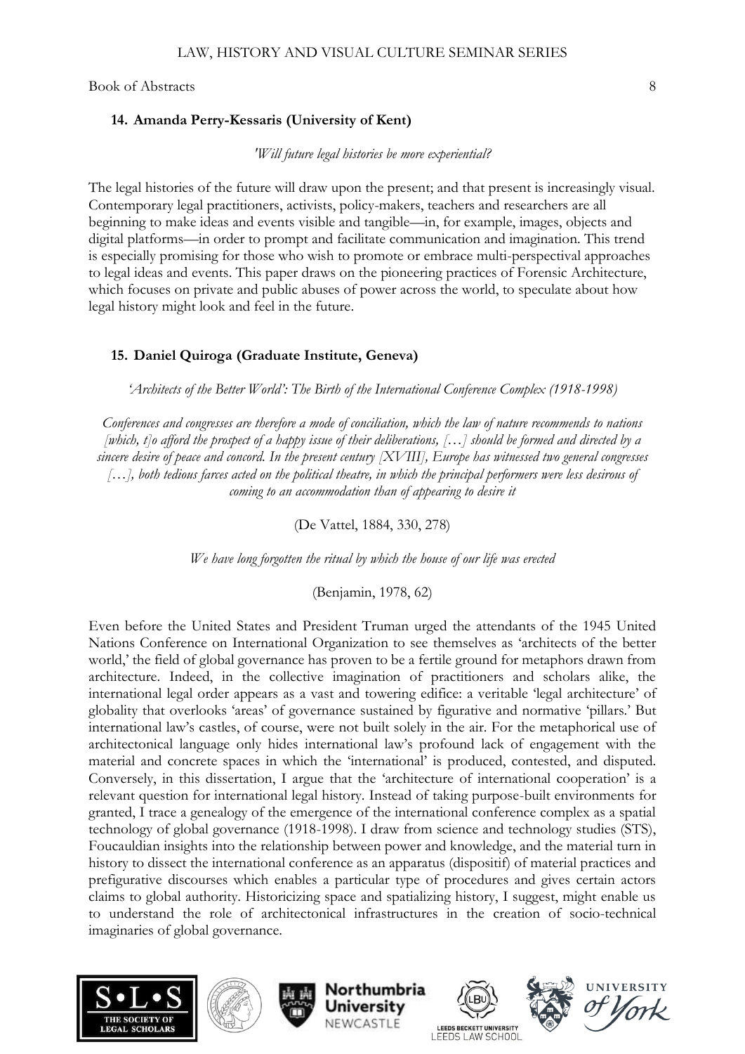## 14. Amanda Perry-Kessaris (University of Kent)

*'Will future legal histories be more experiential?*

The legal histories of the future will draw upon the present; and that present is increasingly visual. Contemporary legal practitioners, activists, policy-makers, teachers and researchers are all beginning to make ideas and events visible and tangible—in, for example, images, objects and digital platforms—in order to prompt and facilitate communication and imagination. This trend is especially promising for those who wish to promote or embrace multi-perspectival approaches to legal ideas and events. This paper draws on the pioneering practices of Forensic Architecture, which focuses on private and public abuses of power across the world, to speculate about how legal history might look and feel in the future.

## 15. Daniel Quiroga (Graduate Institute, Geneva)

*'Architects of the Better World': The Birth of the International Conference Complex (1918-1998)*

*Conferences and congresses are therefore a mode of conciliation, which the law of nature recommends to nations [which, t]o afford the prospect of a happy issue of their deliberations, […] should be formed and directed by a sincere desire of peace and concord. In the present century [XVIII], Europe has witnessed two general congresses […], both tedious farces acted on the political theatre, in which the principal performers were less desirous of coming to an accommodation than of appearing to desire it*

(De Vattel, 1884, 330, 278)

*We have long forgotten the ritual by which the house of our life was erected*

(Benjamin, 1978, 62)

Even before the United States and President Truman urged the attendants of the 1945 United Nations Conference on International Organization to see themselves as 'architects of the better world,' the field of global governance has proven to be a fertile ground for metaphors drawn from architecture. Indeed, in the collective imagination of practitioners and scholars alike, the international legal order appears as a vast and towering edifice: a veritable 'legal architecture' of globality that overlooks 'areas' of governance sustained by figurative and normative 'pillars.' But international law's castles, of course, were not built solely in the air. For the metaphorical use of architectonical language only hides international law's profound lack of engagement with the material and concrete spaces in which the 'international' is produced, contested, and disputed. Conversely, in this dissertation, I argue that the 'architecture of international cooperation' is a relevant question for international legal history. Instead of taking purpose-built environments for granted, I trace a genealogy of the emergence of the international conference complex as a spatial technology of global governance (1918-1998). I draw from science and technology studies (STS), Foucauldian insights into the relationship between power and knowledge, and the material turn in history to dissect the international conference as an apparatus (dispositif) of material practices and prefigurative discourses which enables a particular type of procedures and gives certain actors claims to global authority. Historicizing space and spatializing history, I suggest, might enable us to understand the role of architectonical infrastructures in the creation of socio-technical imaginaries of global governance.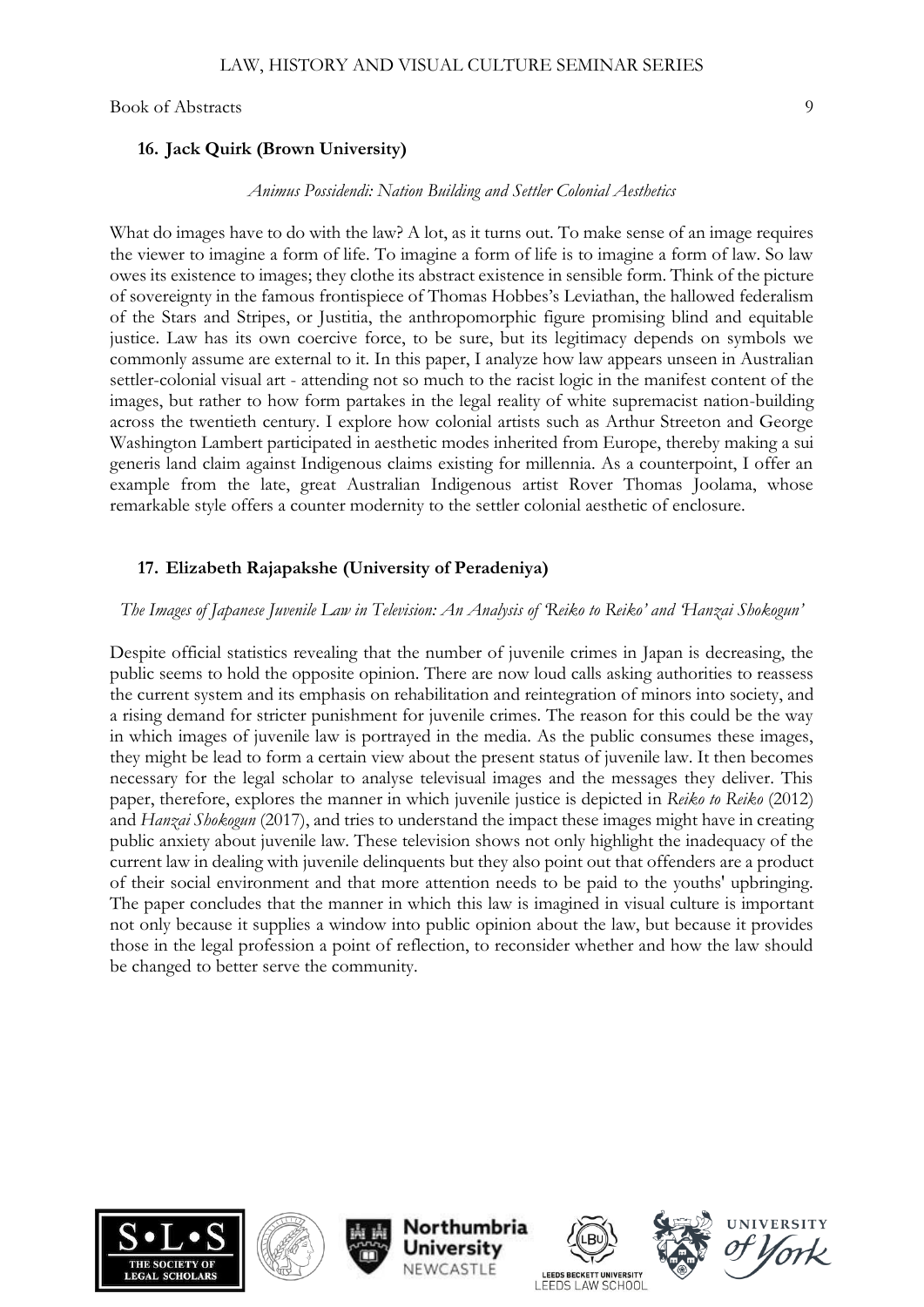### 16. Jack Quirk (Brown University)

*Animus Possidendi: Nation Building and Settler Colonial Aesthetics*

What do images have to do with the law? A lot, as it turns out. To make sense of an image requires the viewer to imagine a form of life. To imagine a form of life is to imagine a form of law. So law owes its existence to images; they clothe its abstract existence in sensible form. Think of the picture of sovereignty in the famous frontispiece of Thomas Hobbes's Leviathan, the hallowed federalism of the Stars and Stripes, or Justitia, the anthropomorphic figure promising blind and equitable justice. Law has its own coercive force, to be sure, but its legitimacy depends on symbols we commonly assume are external to it. In this paper, I analyze how law appears unseen in Australian settler-colonial visual art - attending not so much to the racist logic in the manifest content of the images, but rather to how form partakes in the legal reality of white supremacist nation-building across the twentieth century. I explore how colonial artists such as Arthur Streeton and George Washington Lambert participated in aesthetic modes inherited from Europe, thereby making a sui generis land claim against Indigenous claims existing for millennia. As a counterpoint, I offer an example from the late, great Australian Indigenous artist Rover Thomas Joolama, whose remarkable style offers a counter modernity to the settler colonial aesthetic of enclosure.

### 17. Elizabeth Rajapakshe (University of Peradeniya)

*The Images of Japanese Juvenile Law in Television: An Analysis of 'Reiko to Reiko' and 'Hanzai Shokogun'*

Despite official statistics revealing that the number of juvenile crimes in Japan is decreasing, the public seems to hold the opposite opinion. There are now loud calls asking authorities to reassess the current system and its emphasis on rehabilitation and reintegration of minors into society, and a rising demand for stricter punishment for juvenile crimes. The reason for this could be the way in which images of juvenile law is portrayed in the media. As the public consumes these images, they might be lead to form a certain view about the present status of juvenile law. It then becomes necessary for the legal scholar to analyse televisual images and the messages they deliver. This paper, therefore, explores the manner in which juvenile justice is depicted in *Reiko to Reiko* (2012) and *Hanzai Shokogun* (2017), and tries to understand the impact these images might have in creating public anxiety about juvenile law. These television shows not only highlight the inadequacy of the current law in dealing with juvenile delinquents but they also point out that offenders are a product of their social environment and that more attention needs to be paid to the youths' upbringing. The paper concludes that the manner in which this law is imagined in visual culture is important not only because it supplies a window into public opinion about the law, but because it provides those in the legal profession a point of reflection, to reconsider whether and how the law should be changed to better serve the community.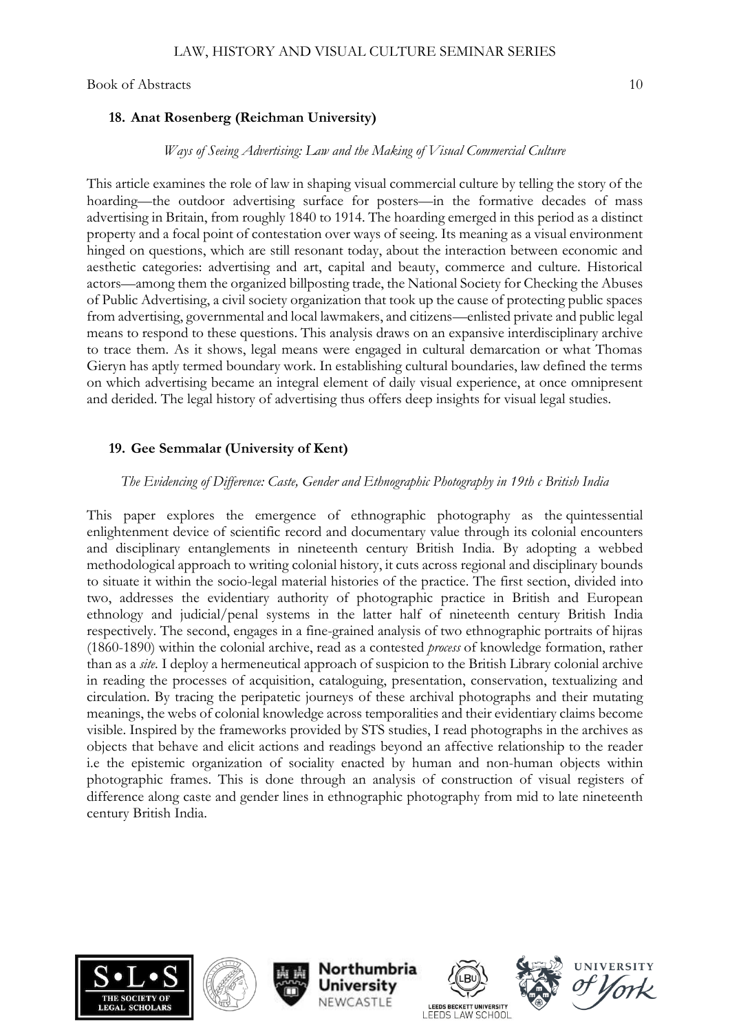### 18. Anat Rosenberg (Reichman University)

*Ways of Seeing Advertising: Law and the Making of Visual Commercial Culture*

This article examines the role of law in shaping visual commercial culture by telling the story of the hoarding—the outdoor advertising surface for posters—in the formative decades of mass advertising in Britain, from roughly 1840 to 1914. The hoarding emerged in this period as a distinct property and a focal point of contestation over ways of seeing. Its meaning as a visual environment hinged on questions, which are still resonant today, about the interaction between economic and aesthetic categories: advertising and art, capital and beauty, commerce and culture. Historical actors—among them the organized billposting trade, the National Society for Checking the Abuses of Public Advertising, a civil society organization that took up the cause of protecting public spaces from advertising, governmental and local lawmakers, and citizens—enlisted private and public legal means to respond to these questions. This analysis draws on an expansive interdisciplinary archive to trace them. As it shows, legal means were engaged in cultural demarcation or what Thomas Gieryn has aptly termed boundary work. In establishing cultural boundaries, law defined the terms on which advertising became an integral element of daily visual experience, at once omnipresent and derided. The legal history of advertising thus offers deep insights for visual legal studies.

### 19. Gee Semmalar (University of Kent)

*The Evidencing of Difference: Caste, Gender and Ethnographic Photography in 19th c British India*

This paper explores the emergence of ethnographic photography as the quintessential enlightenment device of scientific record and documentary value through its colonial encounters and disciplinary entanglements in nineteenth century British India. By adopting a webbed methodological approach to writing colonial history, it cuts across regional and disciplinary bounds to situate it within the socio-legal material histories of the practice. The first section, divided into two, addresses the evidentiary authority of photographic practice in British and European ethnology and judicial/penal systems in the latter half of nineteenth century British India respectively. The second, engages in a fine-grained analysis of two ethnographic portraits of hijras (1860-1890) within the colonial archive, read as a contested *process* of knowledge formation, rather than as a *site*. I deploy a hermeneutical approach of suspicion to the British Library colonial archive in reading the processes of acquisition, cataloguing, presentation, conservation, textualizing and circulation. By tracing the peripatetic journeys of these archival photographs and their mutating meanings, the webs of colonial knowledge across temporalities and their evidentiary claims become visible. Inspired by the frameworks provided by STS studies, I read photographs in the archives as objects that behave and elicit actions and readings beyond an affective relationship to the reader i.e the epistemic organization of sociality enacted by human and non-human objects within photographic frames. This is done through an analysis of construction of visual registers of difference along caste and gender lines in ethnographic photography from mid to late nineteenth century British India.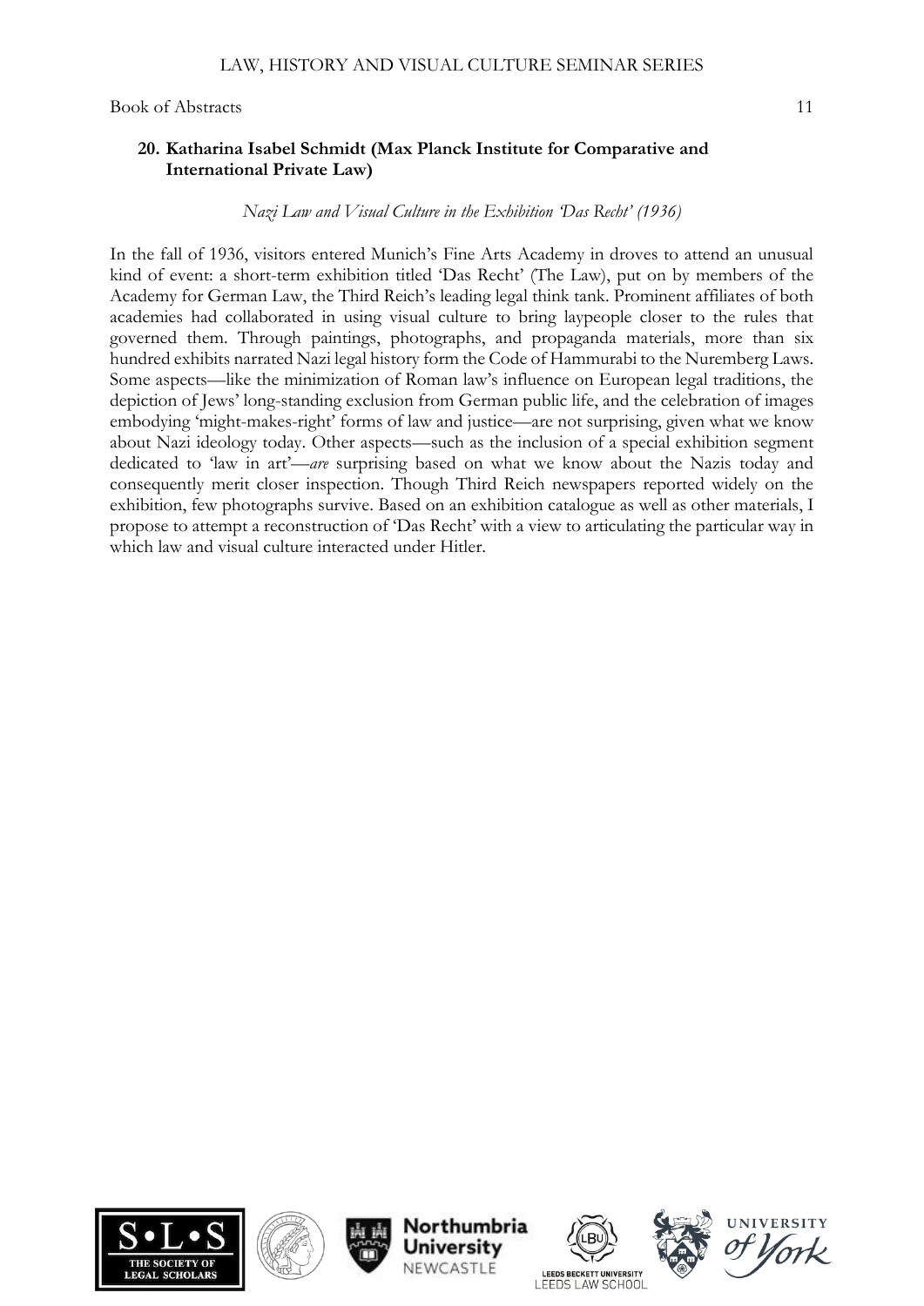**20. Katharina Isabel Schmidt (Max Planck Institute for Comparative and International Private Law)**

*Nazi Law and Visual Culture in the Exhibition 'Das Recht' (1936)*

In the fall of 1936, visitors entered Munich's Fine Arts Academy in droves to attend an unusual kind of event: a short-term exhibition titled 'Das Recht' (The Law), put on by members of the Academy for German Law, the Third Reich's leading legal think tank. Prominent affiliates of both academies had collaborated in using visual culture to bring laypeople closer to the rules that governed them. Through paintings, photographs, and propaganda materials, more than six hundred exhibits narrated Nazi legal history form the Code of Hammurabi to the Nuremberg Laws. Some aspects—like the minimization of Roman law's influence on European legal traditions, the depiction of Jews' long-standing exclusion from German public life, and the celebration of images embodying 'might-makes-right' forms of law and justice—are not surprising, given what we know about Nazi ideology today. Other aspects—such as the inclusion of a special exhibition segment dedicated to 'law in art'—*are* surprising based on what we know about the Nazis today and consequently merit closer inspection. Though Third Reich newspapers reported widely on the exhibition, few photographs survive. Based on an exhibition catalogue as well as other materials, I propose to attempt a reconstruction of 'Das Recht' with a view to articulating the particular way in which law and visual culture interacted under Hitler.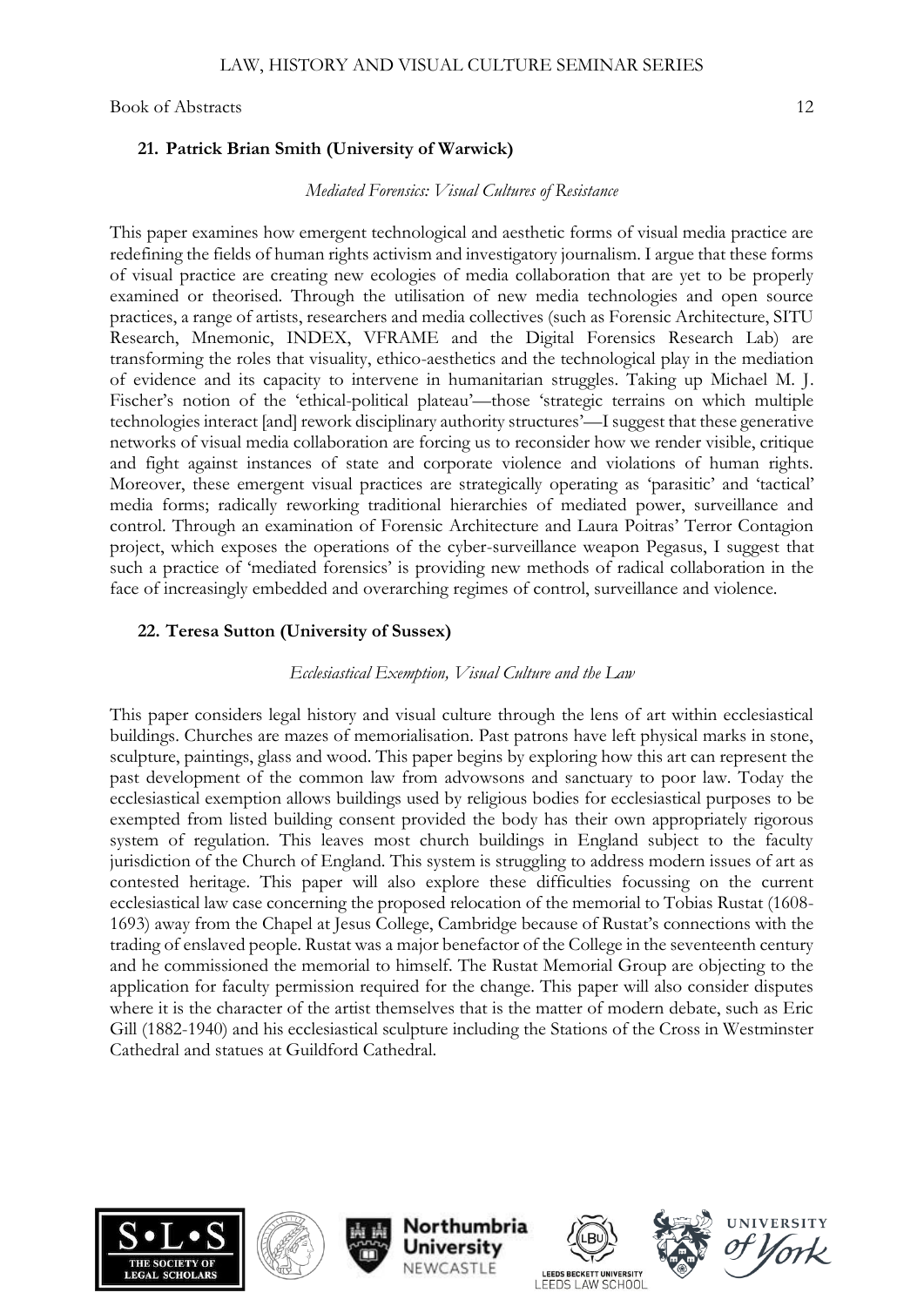## 21. Patrick Brian Smith (University of Warwick)

*Mediated Forensics: Visual Cultures of Resistance*

This paper examines how emergent technological and aesthetic forms of visual media practice are redefining the fields of human rights activism and investigatory journalism. I argue that these forms of visual practice are creating new ecologies of media collaboration that are yet to be properly examined or theorised. Through the utilisation of new media technologies and open source practices, a range of artists, researchers and media collectives (such as Forensic Architecture, SITU Research, Mnemonic, INDEX, VFRAME and the Digital Forensics Research Lab) are transforming the roles that visuality, ethico-aesthetics and the technological play in the mediation of evidence and its capacity to intervene in humanitarian struggles. Taking up Michael M. J. Fischer's notion of the 'ethical-political plateau'—those 'strategic terrains on which multiple technologies interact [and] rework disciplinary authority structures'—I suggest that these generative networks of visual media collaboration are forcing us to reconsider how we render visible, critique and fight against instances of state and corporate violence and violations of human rights. Moreover, these emergent visual practices are strategically operating as 'parasitic' and 'tactical' media forms; radically reworking traditional hierarchies of mediated power, surveillance and control. Through an examination of Forensic Architecture and Laura Poitras' Terror Contagion project, which exposes the operations of the cyber-surveillance weapon Pegasus, I suggest that such a practice of 'mediated forensics' is providing new methods of radical collaboration in the face of increasingly embedded and overarching regimes of control, surveillance and violence.

## 22. Teresa Sutton (University of Sussex)

*Ecclesiastical Exemption, Visual Culture and the Law*

This paper considers legal history and visual culture through the lens of art within ecclesiastical buildings. Churches are mazes of memorialisation. Past patrons have left physical marks in stone, sculpture, paintings, glass and wood. This paper begins by exploring how this art can represent the past development of the common law from advowsons and sanctuary to poor law. Today the ecclesiastical exemption allows buildings used by religious bodies for ecclesiastical purposes to be exempted from listed building consent provided the body has their own appropriately rigorous system of regulation. This leaves most church buildings in England subject to the faculty jurisdiction of the Church of England. This system is struggling to address modern issues of art as contested heritage. This paper will also explore these difficulties focussing on the current ecclesiastical law case concerning the proposed relocation of the memorial to Tobias Rustat (1608-1693) away from the Chapel at Jesus College, Cambridge because of Rustat's connections with the trading of enslaved people. Rustat was a major benefactor of the College in the seventeenth century and he commissioned the memorial to himself. The Rustat Memorial Group are objecting to the application for faculty permission required for the change. This paper will also consider disputes where it is the character of the artist themselves that is the matter of modern debate, such as Eric Gill (1882-1940) and his ecclesiastical sculpture including the Stations of the Cross in Westminster Cathedral and statues at Guildford Cathedral.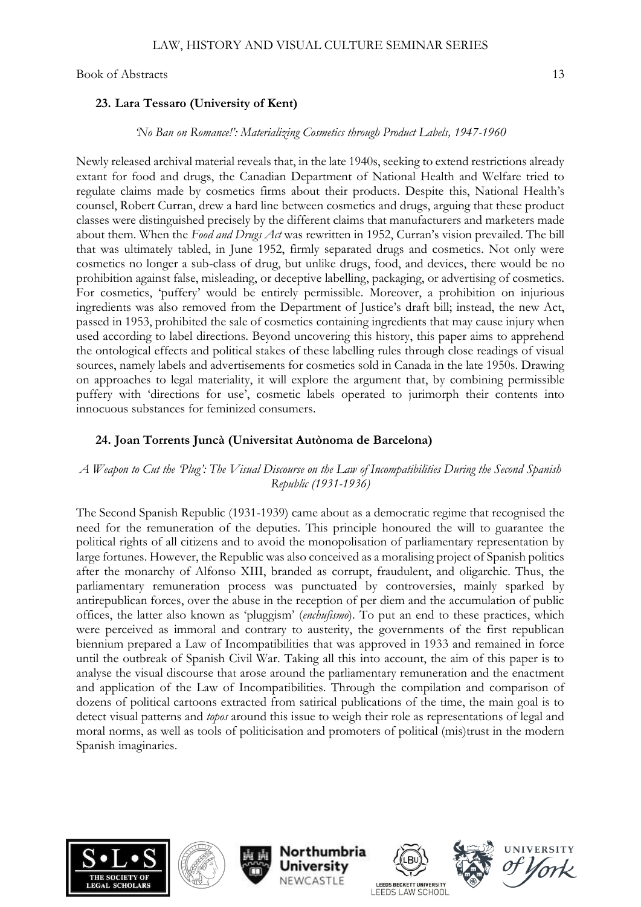### 23. Lara Tessaro (University of Kent)

*'No Ban on Romance!': Materializing Cosmetics through Product Labels, 1947-1960*

Newly released archival material reveals that, in the late 1940s, seeking to extend restrictions already extant for food and drugs, the Canadian Department of National Health and Welfare tried to regulate claims made by cosmetics firms about their products. Despite this, National Health's counsel, Robert Curran, drew a hard line between cosmetics and drugs, arguing that these product classes were distinguished precisely by the different claims that manufacturers and marketers made about them. When the *Food and Drugs Act* was rewritten in 1952, Curran's vision prevailed. The bill that was ultimately tabled, in June 1952, firmly separated drugs and cosmetics. Not only were cosmetics no longer a sub-class of drug, but unlike drugs, food, and devices, there would be no prohibition against false, misleading, or deceptive labelling, packaging, or advertising of cosmetics. For cosmetics, 'puffery' would be entirely permissible. Moreover, a prohibition on injurious ingredients was also removed from the Department of Justice's draft bill; instead, the new Act, passed in 1953, prohibited the sale of cosmetics containing ingredients that may cause injury when used according to label directions. Beyond uncovering this history, this paper aims to apprehend the ontological effects and political stakes of these labelling rules through close readings of visual sources, namely labels and advertisements for cosmetics sold in Canada in the late 1950s. Drawing on approaches to legal materiality, it will explore the argument that, by combining permissible puffery with 'directions for use', cosmetic labels operated to jurimorph their contents into innocuous substances for feminized consumers.

### 24. Joan Torrents Juncà (Universitat Autònoma de Barcelona)

*A Weapon to Cut the 'Plug': The Visual Discourse on the Law of Incompatibilities During the Second Spanish Republic (1931-1936)*

The Second Spanish Republic (1931-1939) came about as a democratic regime that recognised the need for the remuneration of the deputies. This principle honoured the will to guarantee the political rights of all citizens and to avoid the monopolisation of parliamentary representation by large fortunes. However, the Republic was also conceived as a moralising project of Spanish politics after the monarchy of Alfonso XIII, branded as corrupt, fraudulent, and oligarchic. Thus, the parliamentary remuneration process was punctuated by controversies, mainly sparked by antirepublican forces, over the abuse in the reception of per diem and the accumulation of public offices, the latter also known as 'pluggism' (*enchufismo*). To put an end to these practices, which were perceived as immoral and contrary to austerity, the governments of the first republican biennium prepared a Law of Incompatibilities that was approved in 1933 and remained in force until the outbreak of Spanish Civil War. Taking all this into account, the aim of this paper is to analyse the visual discourse that arose around the parliamentary remuneration and the enactment and application of the Law of Incompatibilities. Through the compilation and comparison of dozens of political cartoons extracted from satirical publications of the time, the main goal is to detect visual patterns and *topos* around this issue to weigh their role as representations of legal and moral norms, as well as tools of politicisation and promoters of political (mis)trust in the modern Spanish imaginaries.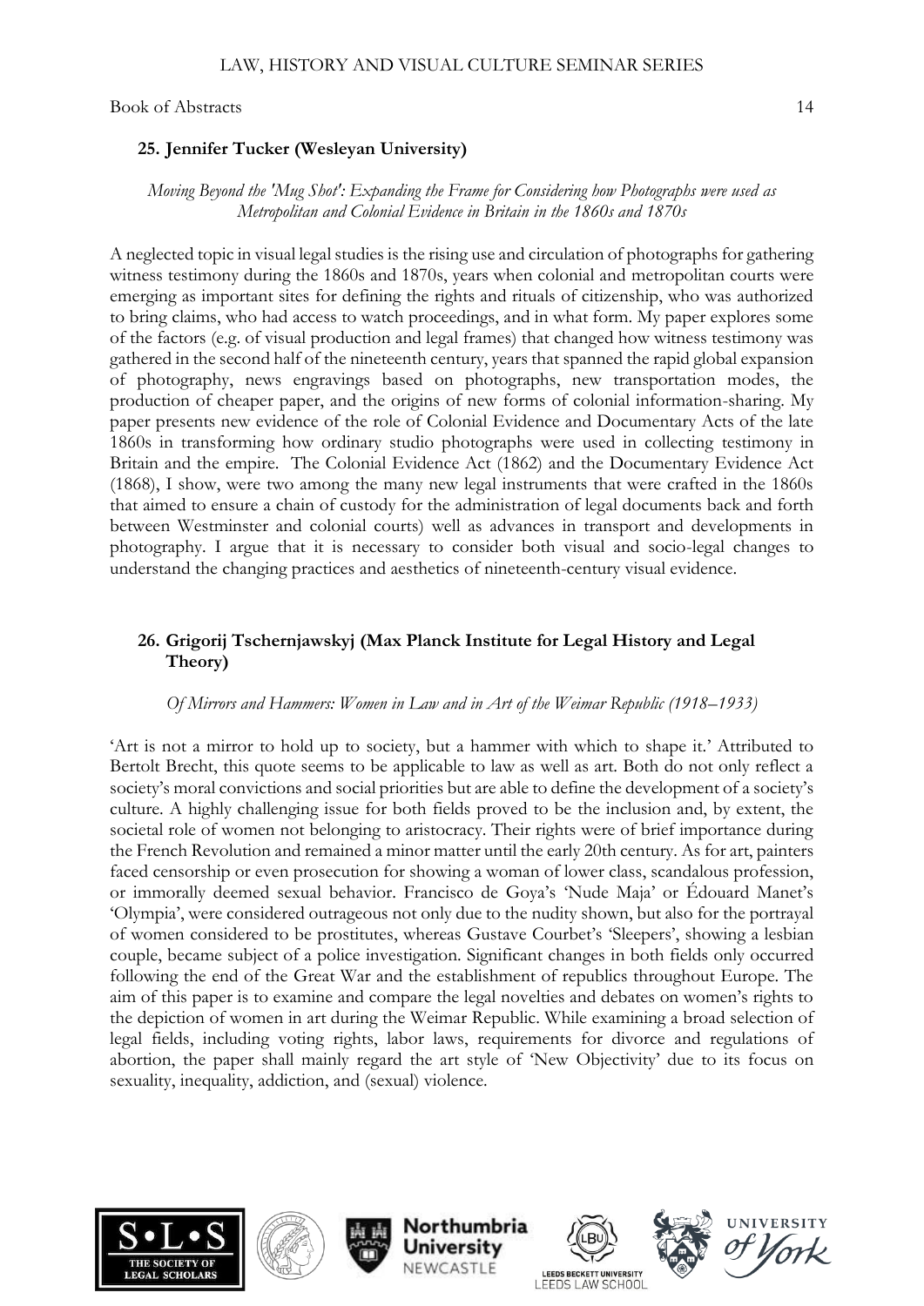### 25. Jennifer Tucker (Wesleyan University)

*Moving Beyond the 'Mug Shot': Expanding the Frame for Considering how Photographs were used as Metropolitan and Colonial Evidence in Britain in the 1860s and 1870s*

A neglected topic in visual legal studies is the rising use and circulation of photographs for gathering witness testimony during the 1860s and 1870s, years when colonial and metropolitan courts were emerging as important sites for defining the rights and rituals of citizenship, who was authorized to bring claims, who had access to watch proceedings, and in what form. My paper explores some of the factors (e.g. of visual production and legal frames) that changed how witness testimony was gathered in the second half of the nineteenth century, years that spanned the rapid global expansion of photography, news engravings based on photographs, new transportation modes, the production of cheaper paper, and the origins of new forms of colonial information-sharing. My paper presents new evidence of the role of Colonial Evidence and Documentary Acts of the late 1860s in transforming how ordinary studio photographs were used in collecting testimony in Britain and the empire. The Colonial Evidence Act (1862) and the Documentary Evidence Act (1868), I show, were two among the many new legal instruments that were crafted in the 1860s that aimed to ensure a chain of custody for the administration of legal documents back and forth between Westminster and colonial courts) well as advances in transport and developments in photography. I argue that it is necessary to consider both visual and socio-legal changes to understand the changing practices and aesthetics of nineteenth-century visual evidence.

### 26. Grigorij Tschernjawskyj (Max Planck Institute for Legal History and Legal Theory)

*Of Mirrors and Hammers: Women in Law and in Art of the Weimar Republic (1918–1933)*

'Art is not a mirror to hold up to society, but a hammer with which to shape it.' Attributed to Bertolt Brecht, this quote seems to be applicable to law as well as art. Both do not only reflect a society's moral convictions and social priorities but are able to define the development of a society's culture. A highly challenging issue for both fields proved to be the inclusion and, by extent, the societal role of women not belonging to aristocracy. Their rights were of brief importance during the French Revolution and remained a minor matter until the early 20th century. As for art, painters faced censorship or even prosecution for showing a woman of lower class, scandalous profession, or immorally deemed sexual behavior. Francisco de Goya's 'Nude Maja' or Édouard Manet's 'Olympia', were considered outrageous not only due to the nudity shown, but also for the portrayal of women considered to be prostitutes, whereas Gustave Courbet's 'Sleepers', showing a lesbian couple, became subject of a police investigation. Significant changes in both fields only occurred following the end of the Great War and the establishment of republics throughout Europe. The aim of this paper is to examine and compare the legal novelties and debates on women's rights to the depiction of women in art during the Weimar Republic. While examining a broad selection of legal fields, including voting rights, labor laws, requirements for divorce and regulations of abortion, the paper shall mainly regard the art style of 'New Objectivity' due to its focus on sexuality, inequality, addiction, and (sexual) violence.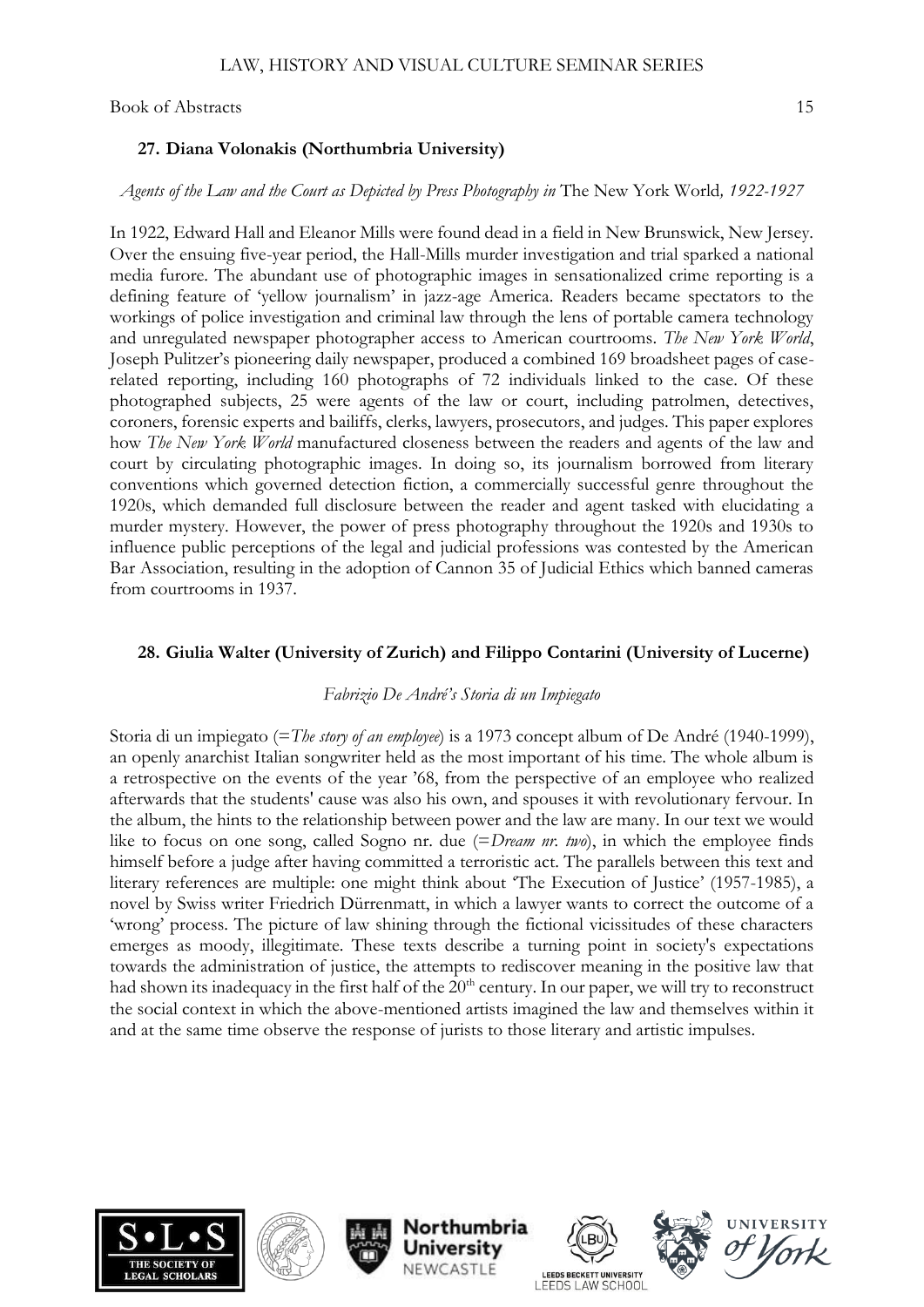## 27. Diana Volonakis (Northumbria University)

*Agents of the Law and the Court as Depicted by Press Photography in* The New York World*, 1922-1927*

In 1922, Edward Hall and Eleanor Mills were found dead in a field in New Brunswick, New Jersey. Over the ensuing five-year period, the Hall-Mills murder investigation and trial sparked a national media furore. The abundant use of photographic images in sensationalized crime reporting is a defining feature of 'yellow journalism' in jazz-age America. Readers became spectators to the workings of police investigation and criminal law through the lens of portable camera technology and unregulated newspaper photographer access to American courtrooms. *The New York World*, Joseph Pulitzer's pioneering daily newspaper, produced a combined 169 broadsheet pages of case-related reporting, including 160 photographs of 72 individuals linked to the case. Of these photographed subjects, 25 were agents of the law or court, including patrolmen, detectives, coroners, forensic experts and bailiffs, clerks, lawyers, prosecutors, and judges. This paper explores how *The New York World* manufactured closeness between the readers and agents of the law and court by circulating photographic images. In doing so, its journalism borrowed from literary conventions which governed detection fiction, a commercially successful genre throughout the 1920s, which demanded full disclosure between the reader and agent tasked with elucidating a murder mystery. However, the power of press photography throughout the 1920s and 1930s to influence public perceptions of the legal and judicial professions was contested by the American Bar Association, resulting in the adoption of Cannon 35 of Judicial Ethics which banned cameras from courtrooms in 1937.

## 28. Giulia Walter (University of Zurich) and Filippo Contarini (University of Lucerne)

*Fabrizio De André's Storia di un Impiegato*

Storia di un impiegato (=*The story of an employee*) is a 1973 concept album of De André (1940-1999), an openly anarchist Italian songwriter held as the most important of his time. The whole album is a retrospective on the events of the year '68, from the perspective of an employee who realized afterwards that the students' cause was also his own, and spouses it with revolutionary fervour. In the album, the hints to the relationship between power and the law are many. In our text we would like to focus on one song, called Sogno nr. due (=*Dream nr. two*), in which the employee finds himself before a judge after having committed a terroristic act. The parallels between this text and literary references are multiple: one might think about 'The Execution of Justice' (1957-1985), a novel by Swiss writer Friedrich Dürrenmatt, in which a lawyer wants to correct the outcome of a 'wrong' process. The picture of law shining through the fictional vicissitudes of these characters emerges as moody, illegitimate. These texts describe a turning point in society's expectations towards the administration of justice, the attempts to rediscover meaning in the positive law that had shown its inadequacy in the first half of the 20th century. In our paper, we will try to reconstruct the social context in which the above-mentioned artists imagined the law and themselves within it and at the same time observe the response of jurists to those literary and artistic impulses.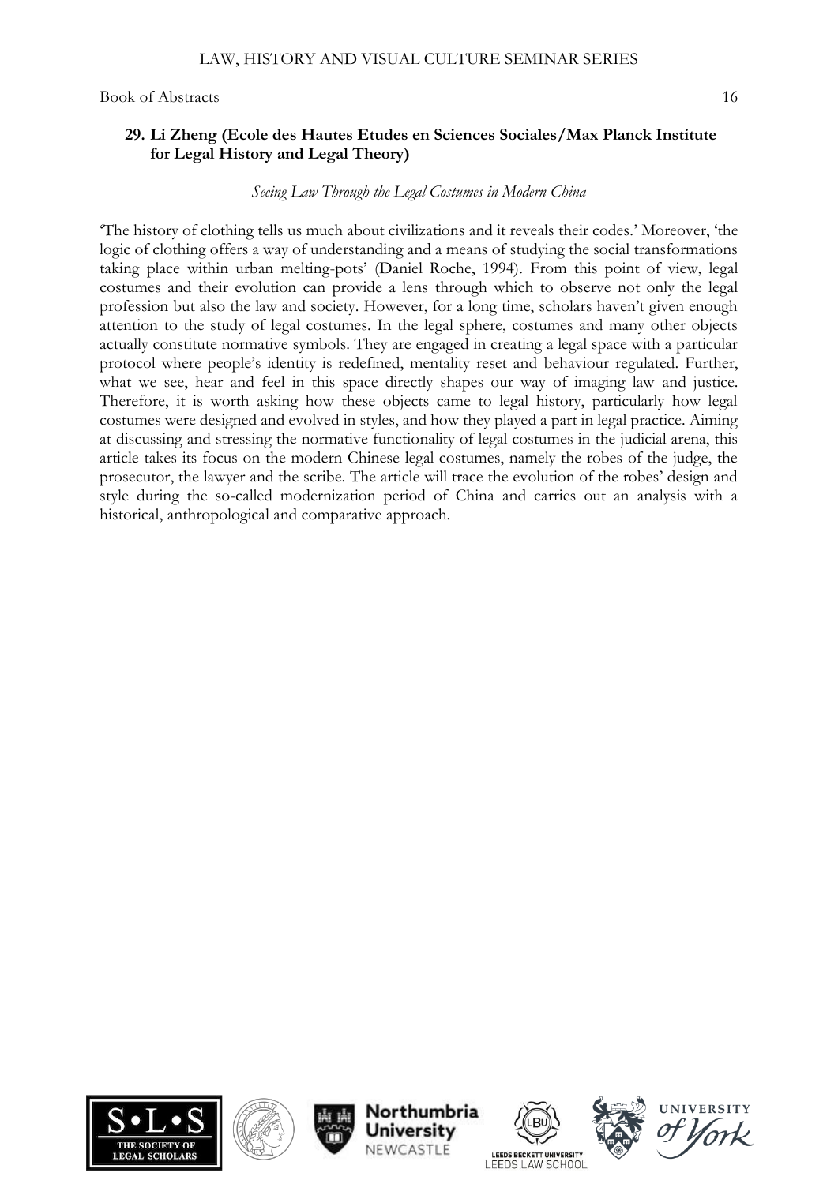**29. Li Zheng (Ecole des Hautes Etudes en Sciences Sociales/Max Planck Institute for Legal History and Legal Theory)**

*Seeing Law Through the Legal Costumes in Modern China*

'The history of clothing tells us much about civilizations and it reveals their codes.' Moreover, 'the logic of clothing offers a way of understanding and a means of studying the social transformations taking place within urban melting-pots' (Daniel Roche, 1994). From this point of view, legal costumes and their evolution can provide a lens through which to observe not only the legal profession but also the law and society. However, for a long time, scholars haven't given enough attention to the study of legal costumes. In the legal sphere, costumes and many other objects actually constitute normative symbols. They are engaged in creating a legal space with a particular protocol where people's identity is redefined, mentality reset and behaviour regulated. Further, what we see, hear and feel in this space directly shapes our way of imaging law and justice. Therefore, it is worth asking how these objects came to legal history, particularly how legal costumes were designed and evolved in styles, and how they played a part in legal practice. Aiming at discussing and stressing the normative functionality of legal costumes in the judicial arena, this article takes its focus on the modern Chinese legal costumes, namely the robes of the judge, the prosecutor, the lawyer and the scribe. The article will trace the evolution of the robes' design and style during the so-called modernization period of China and carries out an analysis with a historical, anthropological and comparative approach.